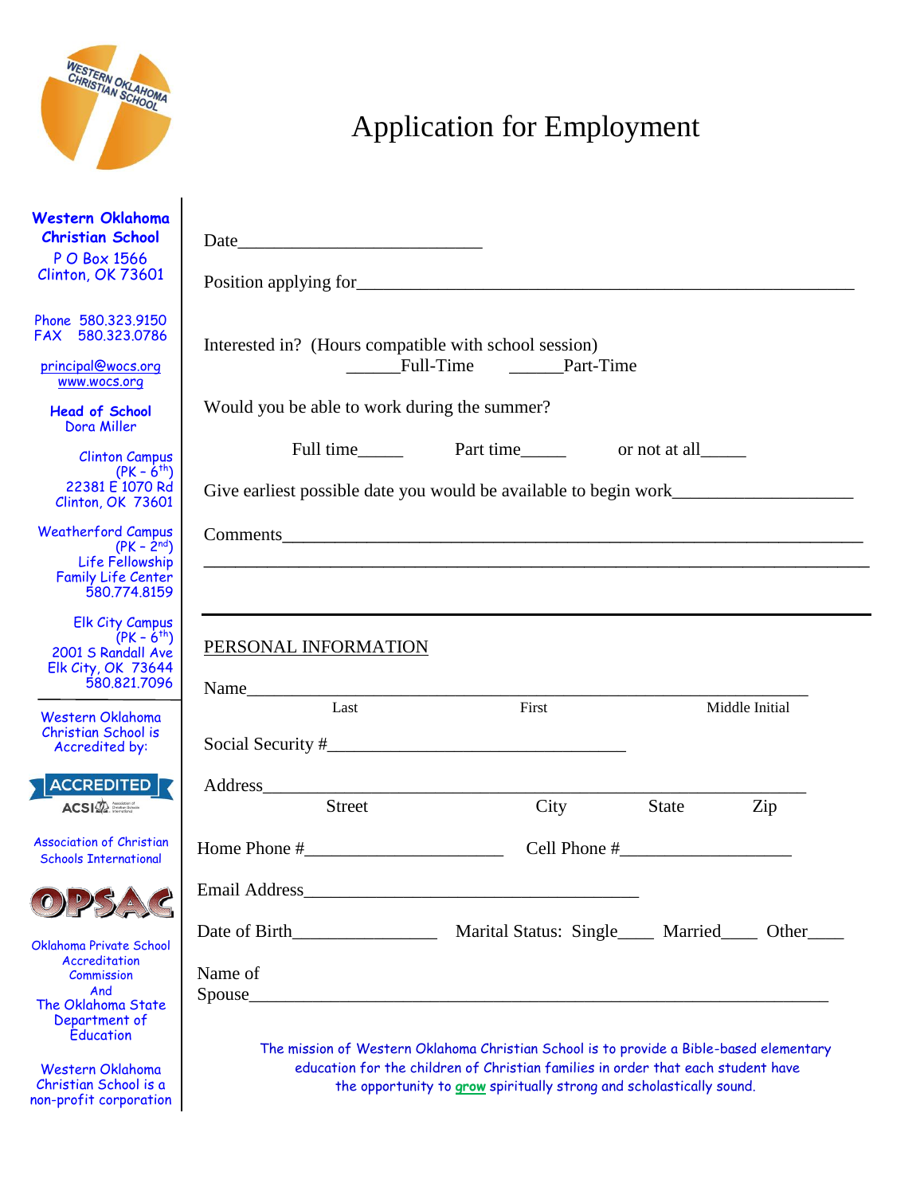# Application for Employment

**Western Oklahoma Christian School**
P O Box 1566
Clinton, OK 73601

Phone 580.323.9150
FAX 580.323.0786

principal@wocs.org
www.wocs.org

**Head of School**
Dora Miller

Clinton Campus
(PK – 6th)
22381 E 1070 Rd
Clinton, OK 73601

Weatherford Campus
(PK – 2nd)
Life Fellowship
Family Life Center
580.774.8159

Elk City Campus
(PK – 6th)
2001 S Randall Ave
Elk City, OK 73644
580.821.7096

Western Oklahoma Christian School is Accredited by:

ACCREDITED ACSI

Association of Christian Schools International

OPSAC

Oklahoma Private School Accreditation Commission
And
The Oklahoma State Department of Education

Western Oklahoma Christian School is a non-profit corporation

---

Date___________________________

Position applying for_______________________________________________________

Interested in? (Hours compatible with school session)
______Full-Time ______Part-Time

Would you be able to work during the summer?

Full time_____ Part time_____ or not at all_____

Give earliest possible date you would be available to begin work____________________

Comments__________________________________________________________________
__________________________________________________________________________

---

## PERSONAL INFORMATION

Name______________________________________________________________
Last First Middle Initial

Social Security #_________________________________

Address_____________________________________________________________
Street City State Zip

Home Phone #______________________ Cell Phone #__________________

Email Address______________________________________

Date of Birth_______________ Marital Status: Single____ Married____ Other____

Name of Spouse_____________________________________________________________

The mission of Western Oklahoma Christian School is to provide a Bible-based elementary education for the children of Christian families in order that each student have the opportunity to grow spiritually strong and scholastically sound.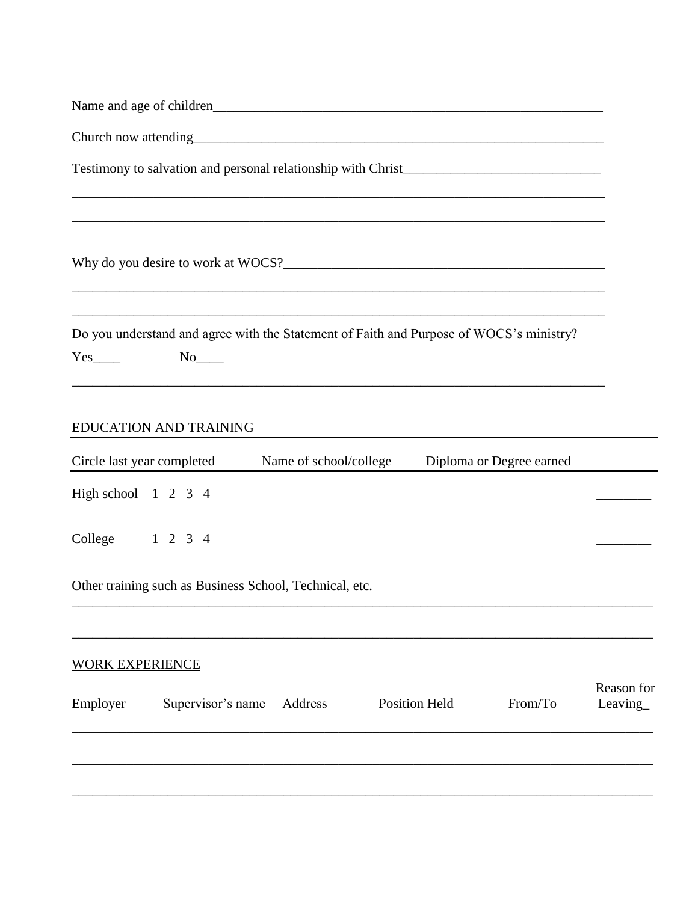Name and age of children______________________________________________________________

Church now attending_________________________________________________________________

Testimony to salvation and personal relationship with Christ_____________________________

______________________________________________________________________________

______________________________________________________________________________

Why do you desire to work at WOCS?__________________________________________________

______________________________________________________________________________

______________________________________________________________________________

Do you understand and agree with the Statement of Faith and Purpose of WOCS's ministry?

Yes____ No____

______________________________________________________________________________

## EDUCATION AND TRAINING

| Circle last year completed | Name of school/college | Diploma or Degree earned |
|---|---|---|
| High school 1 2 3 4 | | ________ |
| College 1 2 3 4 | | ________ |

Other training such as Business School, Technical, etc.

______________________________________________________________________________

______________________________________________________________________________

## WORK EXPERIENCE

| Employer | Supervisor's name | Address | Position Held | From/To | Reason for Leaving |
|---|---|---|---|---|---|
| | | | | | |
| | | | | | |
| | | | | | |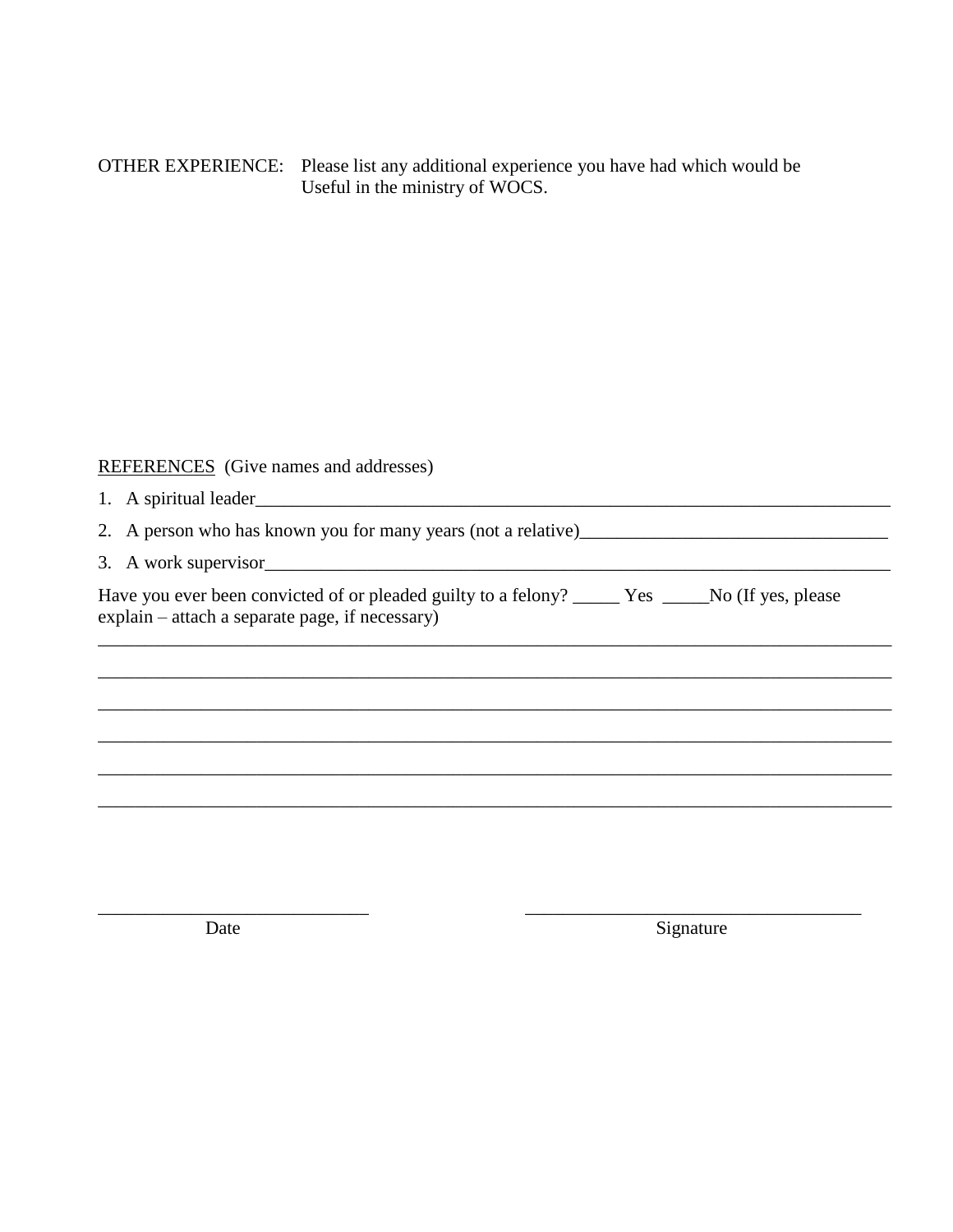OTHER EXPERIENCE: Please list any additional experience you have had which would be Useful in the ministry of WOCS.

<u>REFERENCES</u> (Give names and addresses)

1. A spiritual leader_______________________________________________________________
2. A person who has known you for many years (not a relative)_____________________________
3. A work supervisor_______________________________________________________________

Have you ever been convicted of or pleaded guilty to a felony? _____ Yes _____No (If yes, please explain – attach a separate page, if necessary)

_____________________________________________________________________________________

_____________________________________________________________________________________

_____________________________________________________________________________________

_____________________________________________________________________________________

_____________________________________________________________________________________

_____________________________________________________________________________________

_____________________________ _____________________________________

Date Signature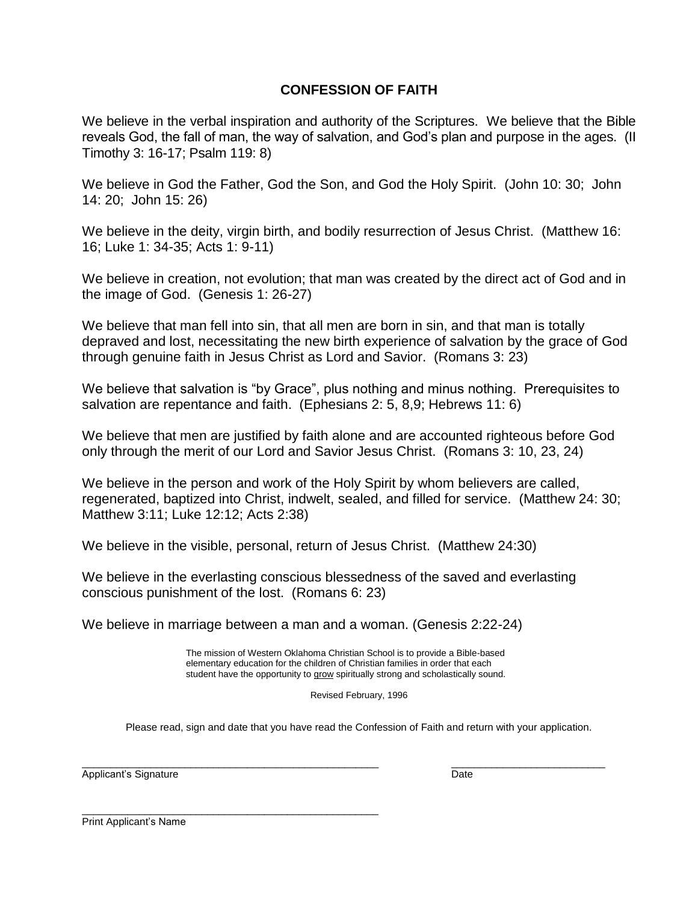## CONFESSION OF FAITH

We believe in the verbal inspiration and authority of the Scriptures. We believe that the Bible reveals God, the fall of man, the way of salvation, and God's plan and purpose in the ages. (II Timothy 3: 16-17; Psalm 119: 8)

We believe in God the Father, God the Son, and God the Holy Spirit. (John 10: 30; John 14: 20; John 15: 26)

We believe in the deity, virgin birth, and bodily resurrection of Jesus Christ. (Matthew 16: 16; Luke 1: 34-35; Acts 1: 9-11)

We believe in creation, not evolution; that man was created by the direct act of God and in the image of God. (Genesis 1: 26-27)

We believe that man fell into sin, that all men are born in sin, and that man is totally depraved and lost, necessitating the new birth experience of salvation by the grace of God through genuine faith in Jesus Christ as Lord and Savior. (Romans 3: 23)

We believe that salvation is "by Grace", plus nothing and minus nothing. Prerequisites to salvation are repentance and faith. (Ephesians 2: 5, 8,9; Hebrews 11: 6)

We believe that men are justified by faith alone and are accounted righteous before God only through the merit of our Lord and Savior Jesus Christ. (Romans 3: 10, 23, 24)

We believe in the person and work of the Holy Spirit by whom believers are called, regenerated, baptized into Christ, indwelt, sealed, and filled for service. (Matthew 24: 30; Matthew 3:11; Luke 12:12; Acts 2:38)

We believe in the visible, personal, return of Jesus Christ. (Matthew 24:30)

We believe in the everlasting conscious blessedness of the saved and everlasting conscious punishment of the lost. (Romans 6: 23)

We believe in marriage between a man and a woman. (Genesis 2:22-24)

The mission of Western Oklahoma Christian School is to provide a Bible-based elementary education for the children of Christian families in order that each student have the opportunity to <u>grow</u> spiritually strong and scholastically sound.

Revised February, 1996

Please read, sign and date that you have read the Confession of Faith and return with your application.

\_\_\_\_\_\_\_\_\_\_\_\_\_\_\_\_\_\_\_\_\_\_\_\_\_\_\_\_\_\_\_\_\_\_\_\_\_\_\_\_ \_\_\_\_\_\_\_\_\_\_\_\_\_\_\_\_\_\_\_\_\_\_\_\_
Applicant's Signature Date

\_\_\_\_\_\_\_\_\_\_\_\_\_\_\_\_\_\_\_\_\_\_\_\_\_\_\_\_\_\_\_\_\_\_\_\_\_\_\_\_
Print Applicant's Name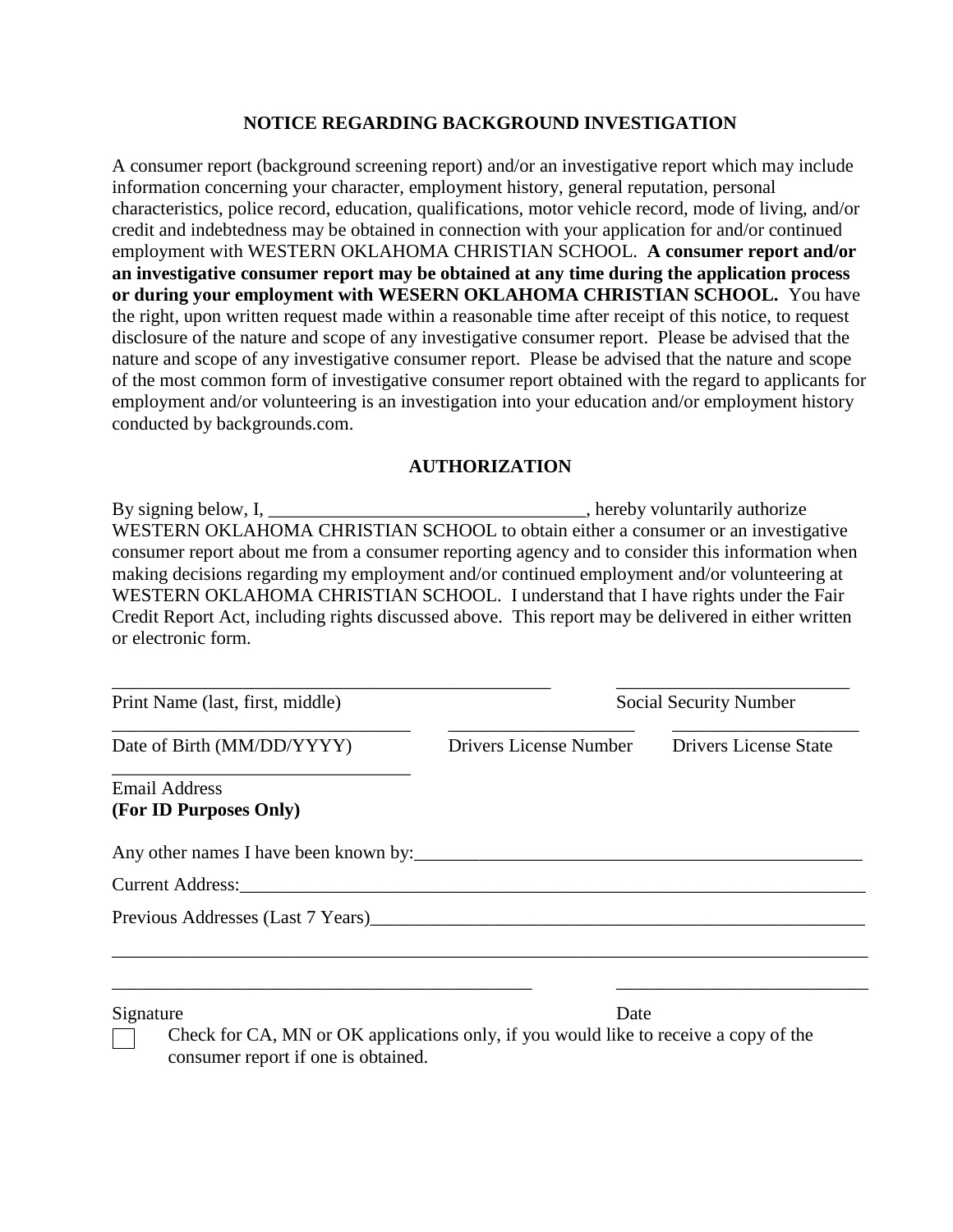## NOTICE REGARDING BACKGROUND INVESTIGATION

A consumer report (background screening report) and/or an investigative report which may include information concerning your character, employment history, general reputation, personal characteristics, police record, education, qualifications, motor vehicle record, mode of living, and/or credit and indebtedness may be obtained in connection with your application for and/or continued employment with WESTERN OKLAHOMA CHRISTIAN SCHOOL. **A consumer report and/or an investigative consumer report may be obtained at any time during the application process or during your employment with WESERN OKLAHOMA CHRISTIAN SCHOOL.** You have the right, upon written request made within a reasonable time after receipt of this notice, to request disclosure of the nature and scope of any investigative consumer report. Please be advised that the nature and scope of any investigative consumer report. Please be advised that the nature and scope of the most common form of investigative consumer report obtained with the regard to applicants for employment and/or volunteering is an investigation into your education and/or employment history conducted by backgrounds.com.

## AUTHORIZATION

By signing below, I, ___________________________________, hereby voluntarily authorize WESTERN OKLAHOMA CHRISTIAN SCHOOL to obtain either a consumer or an investigative consumer report about me from a consumer reporting agency and to consider this information when making decisions regarding my employment and/or continued employment and/or volunteering at WESTERN OKLAHOMA CHRISTIAN SCHOOL. I understand that I have rights under the Fair Credit Report Act, including rights discussed above. This report may be delivered in either written or electronic form.

_________________________________________________ _________________________

Print Name (last, first, middle) Social Security Number

_______________________________ ____________________ ____________________

Date of Birth (MM/DD/YYYY) Drivers License Number Drivers License State

_______________________________

Email Address
**(For ID Purposes Only)**

Any other names I have been known by:_____________________________________________

Current Address:___________________________________________________________________

Previous Addresses (Last 7 Years)___________________________________________________

_______________________________________________________________________________

_____________________________________________ ___________________________

Signature Date

☐ Check for CA, MN or OK applications only, if you would like to receive a copy of the consumer report if one is obtained.